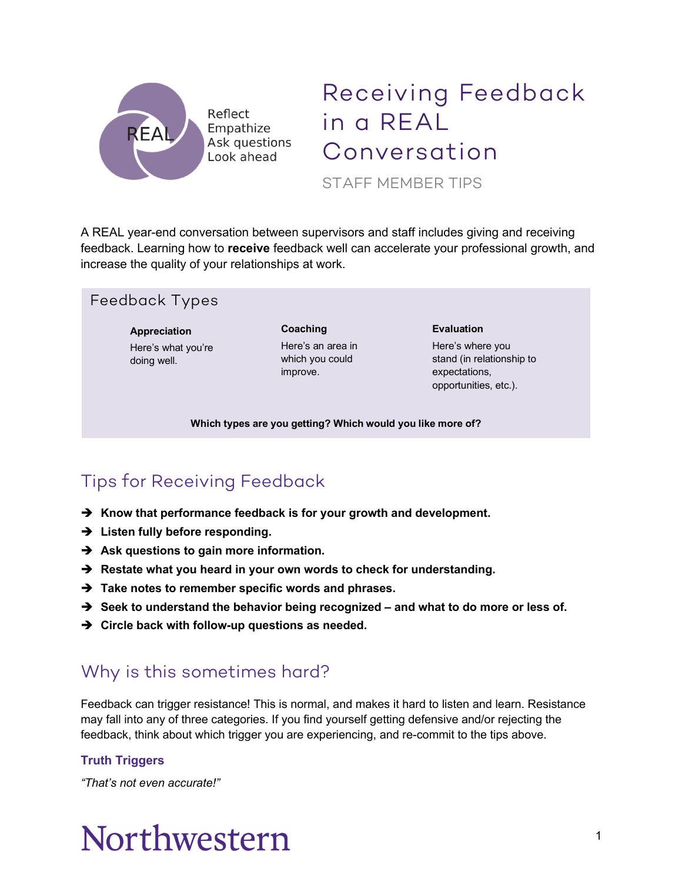REAL

Reflect
Empathize
Ask questions
Look ahead

# Receiving Feedback in a REAL Conversation

STAFF MEMBER TIPS

A REAL year-end conversation between supervisors and staff includes giving and receiving feedback. Learning how to **receive** feedback well can accelerate your professional growth, and increase the quality of your relationships at work.

## Feedback Types

**Appreciation**

Here's what you're doing well.

**Coaching**

Here's an area in which you could improve.

**Evaluation**

Here's where you stand (in relationship to expectations, opportunities, etc.).

**Which types are you getting? Which would you like more of?**

## Tips for Receiving Feedback

- ➔ **Know that performance feedback is for your growth and development.**
- ➔ **Listen fully before responding.**
- ➔ **Ask questions to gain more information.**
- ➔ **Restate what you heard in your own words to check for understanding.**
- ➔ **Take notes to remember specific words and phrases.**
- ➔ **Seek to understand the behavior being recognized – and what to do more or less of.**
- ➔ **Circle back with follow-up questions as needed.**

## Why is this sometimes hard?

Feedback can trigger resistance! This is normal, and makes it hard to listen and learn. Resistance may fall into any of three categories. If you find yourself getting defensive and/or rejecting the feedback, think about which trigger you are experiencing, and re-commit to the tips above.

### Truth Triggers

*"That's not even accurate!"*

Northwestern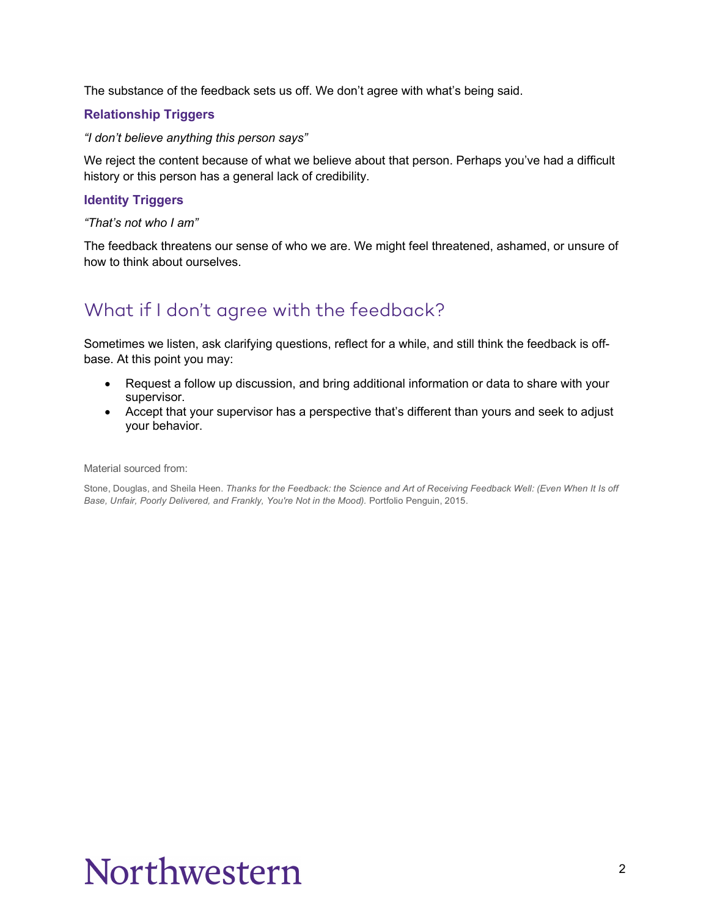The substance of the feedback sets us off. We don't agree with what's being said.

### Relationship Triggers

*"I don't believe anything this person says"*

We reject the content because of what we believe about that person. Perhaps you've had a difficult history or this person has a general lack of credibility.

### Identity Triggers

*"That's not who I am"*

The feedback threatens our sense of who we are. We might feel threatened, ashamed, or unsure of how to think about ourselves.

## What if I don't agree with the feedback?

Sometimes we listen, ask clarifying questions, reflect for a while, and still think the feedback is off-base. At this point you may:

- Request a follow up discussion, and bring additional information or data to share with your supervisor.
- Accept that your supervisor has a perspective that's different than yours and seek to adjust your behavior.

Material sourced from:

Stone, Douglas, and Sheila Heen. *Thanks for the Feedback: the Science and Art of Receiving Feedback Well: (Even When It Is off Base, Unfair, Poorly Delivered, and Frankly, You're Not in the Mood).* Portfolio Penguin, 2015.

Northwestern